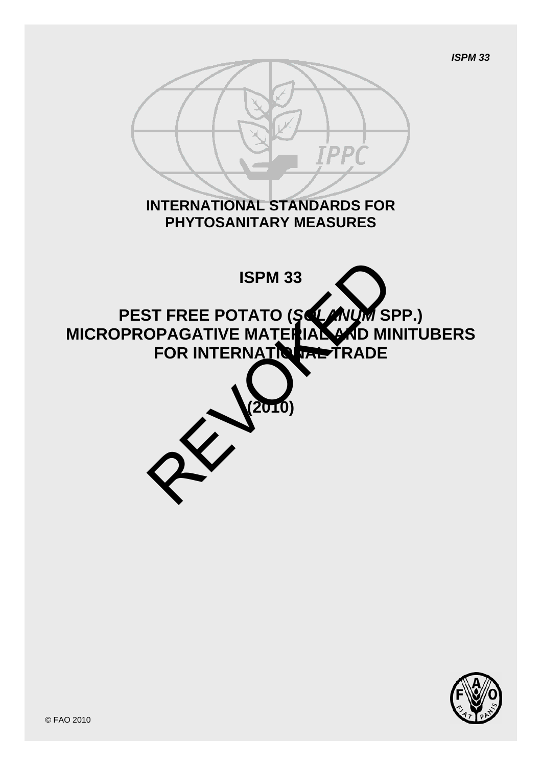# INTERNATIONAL STANDARDS FOR PHYTOSANITARY MEASURES

## ISPM 33

# PEST FREE POTATO (*SOLANUM* SPP.) MICROPROPAGATIVE MATERIAL AND MINITUBERS FOR INTERNATIONAL TRADE

**(2010)**

REVOKED

© FAO 2010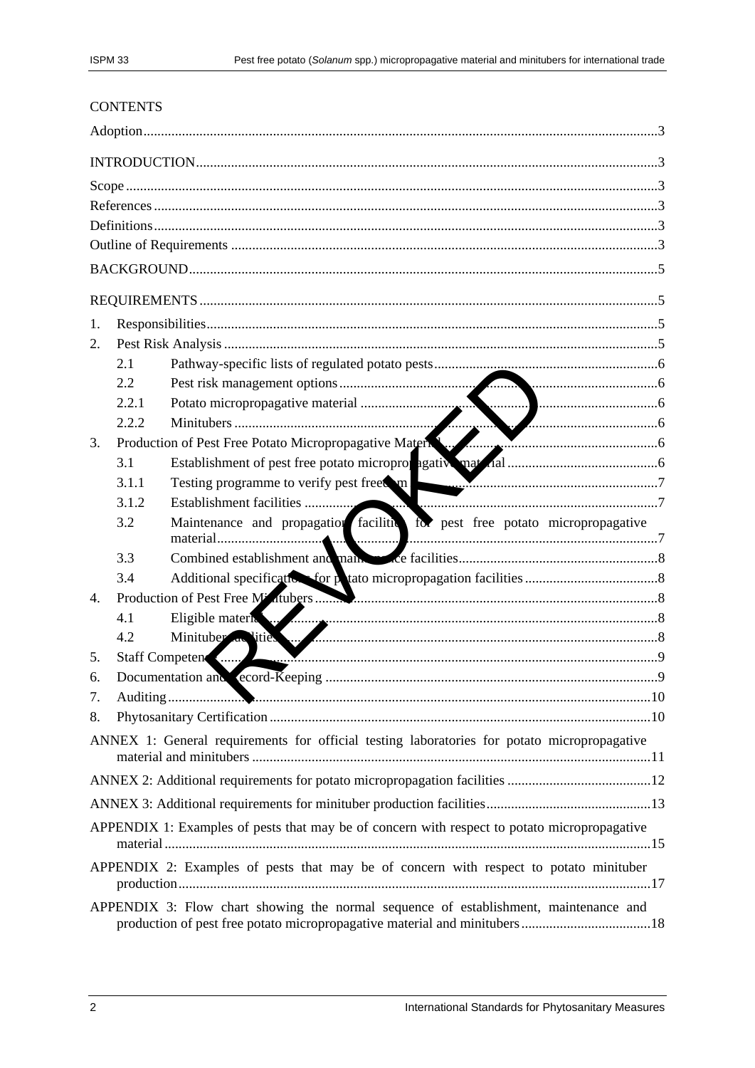CONTENTS

Adoption.......................................................................................................................................3

INTRODUCTION...........................................................................................................................3

Scope ............................................................................................................................................3

References ....................................................................................................................................3

Definitions.....................................................................................................................................3

Outline of Requirements ...............................................................................................................3

BACKGROUND.............................................................................................................................5

REQUIREMENTS ..........................................................................................................................5

1. Responsibilities.........................................................................................................................5
2. Pest Risk Analysis ....................................................................................................................5
   - 2.1 Pathway-specific lists of regulated potato pests.................................................................6
   - 2.2 Pest risk management options...........................................................................................6
   - 2.2.1 Potato micropropagative material ....................................................................................6
   - 2.2.2 Minitubers ........................................................................................................................6
3. Production of Pest Free Potato Micropropagative Material .....................................................6
   - 3.1 Establishment of pest free potato micropropagative material ............................................6
   - 3.1.1 Testing programme to verify pest freedom .......................................................................7
   - 3.1.2 Establishment facilities .....................................................................................................7
   - 3.2 Maintenance and propagation facilities for pest free potato micropropagative material.....7
   - 3.3 Combined establishment and maintenance facilities..........................................................8
   - 3.4 Additional specifications for potato micropropagation facilities .........................................8
4. Production of Pest Free Minitubers ..........................................................................................8
   - 4.1 Eligible material ..................................................................................................................8
   - 4.2 Minituber facilities ..............................................................................................................8
5. Staff Competence .....................................................................................................................9
6. Documentation and Record-Keeping .......................................................................................9
7. Auditing ...................................................................................................................................10
8. Phytosanitary Certification ......................................................................................................10

ANNEX 1: General requirements for official testing laboratories for potato micropropagative material and minitubers ...........................................................................................................11

ANNEX 2: Additional requirements for potato micropropagation facilities ..................................12

ANNEX 3: Additional requirements for minituber production facilities.........................................13

APPENDIX 1: Examples of pests that may be of concern with respect to potato micropropagative material ......................................................................................................................................15

APPENDIX 2: Examples of pests that may be of concern with respect to potato minituber production...................................................................................................................................17

APPENDIX 3: Flow chart showing the normal sequence of establishment, maintenance and production of pest free potato micropropagative material and minitubers ....................................18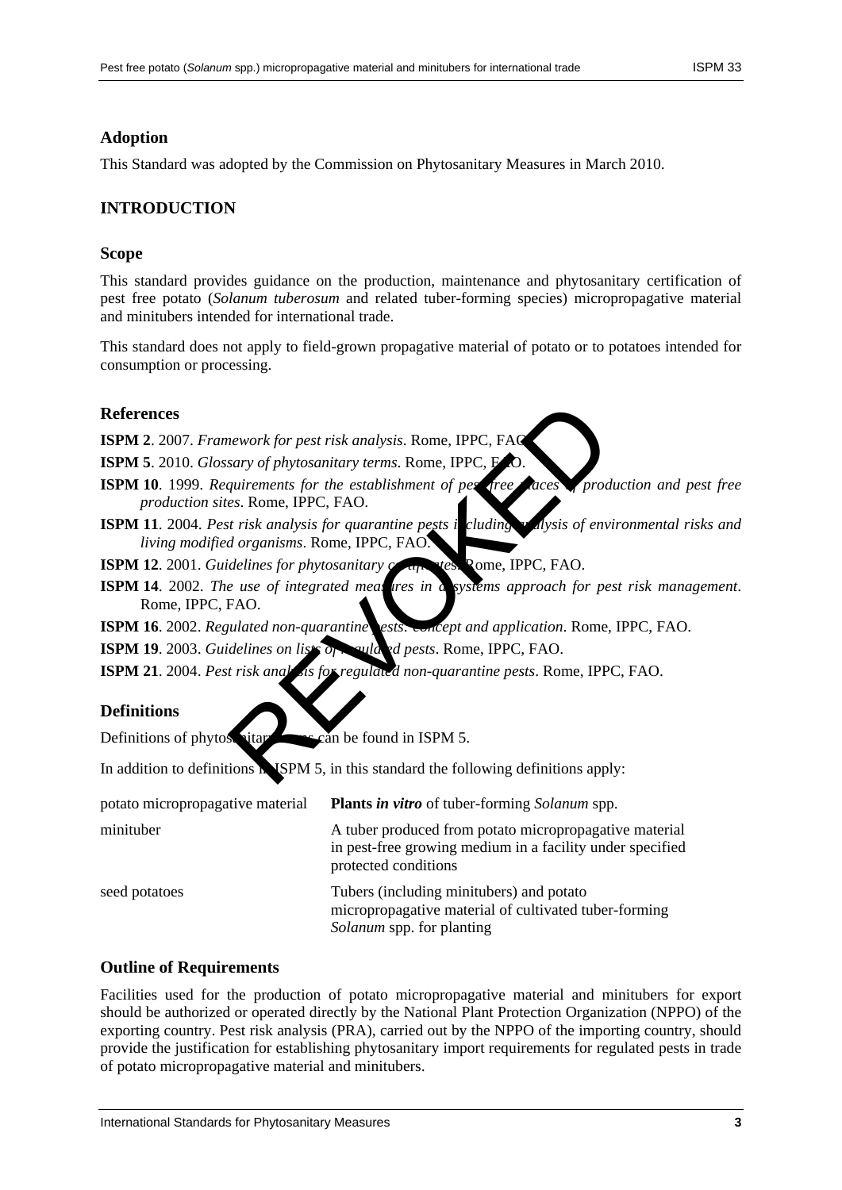## Adoption

This Standard was adopted by the Commission on Phytosanitary Measures in March 2010.

## INTRODUCTION

### Scope

This standard provides guidance on the production, maintenance and phytosanitary certification of pest free potato (*Solanum tuberosum* and related tuber-forming species) micropropagative material and minitubers intended for international trade.

This standard does not apply to field-grown propagative material of potato or to potatoes intended for consumption or processing.

### References

**ISPM 2**. 2007. *Framework for pest risk analysis*. Rome, IPPC, FAO.

**ISPM 5**. 2010. *Glossary of phytosanitary terms*. Rome, IPPC, FAO.

**ISPM 10**. 1999. *Requirements for the establishment of pest free places of production and pest free production sites*. Rome, IPPC, FAO.

**ISPM 11**. 2004. *Pest risk analysis for quarantine pests including analysis of environmental risks and living modified organisms*. Rome, IPPC, FAO.

**ISPM 12**. 2001. *Guidelines for phytosanitary certificates*. Rome, IPPC, FAO.

**ISPM 14**. 2002. *The use of integrated measures in a systems approach for pest risk management*. Rome, IPPC, FAO.

**ISPM 16**. 2002. *Regulated non-quarantine pests: concept and application*. Rome, IPPC, FAO.

**ISPM 19**. 2003. *Guidelines on lists of regulated pests*. Rome, IPPC, FAO.

**ISPM 21**. 2004. *Pest risk analysis for regulated non-quarantine pests*. Rome, IPPC, FAO.

### Definitions

Definitions of phytosanitary terms can be found in ISPM 5.

In addition to definitions in ISPM 5, in this standard the following definitions apply:

| | |
|---|---|
| potato micropropagative material | **Plants *in vitro*** of tuber-forming *Solanum* spp. |
| minituber | A tuber produced from potato micropropagative material in pest-free growing medium in a facility under specified protected conditions |
| seed potatoes | Tubers (including minitubers) and potato micropropagative material of cultivated tuber-forming *Solanum* spp. for planting |

### Outline of Requirements

Facilities used for the production of potato micropropagative material and minitubers for export should be authorized or operated directly by the National Plant Protection Organization (NPPO) of the exporting country. Pest risk analysis (PRA), carried out by the NPPO of the importing country, should provide the justification for establishing phytosanitary import requirements for regulated pests in trade of potato micropropagative material and minitubers.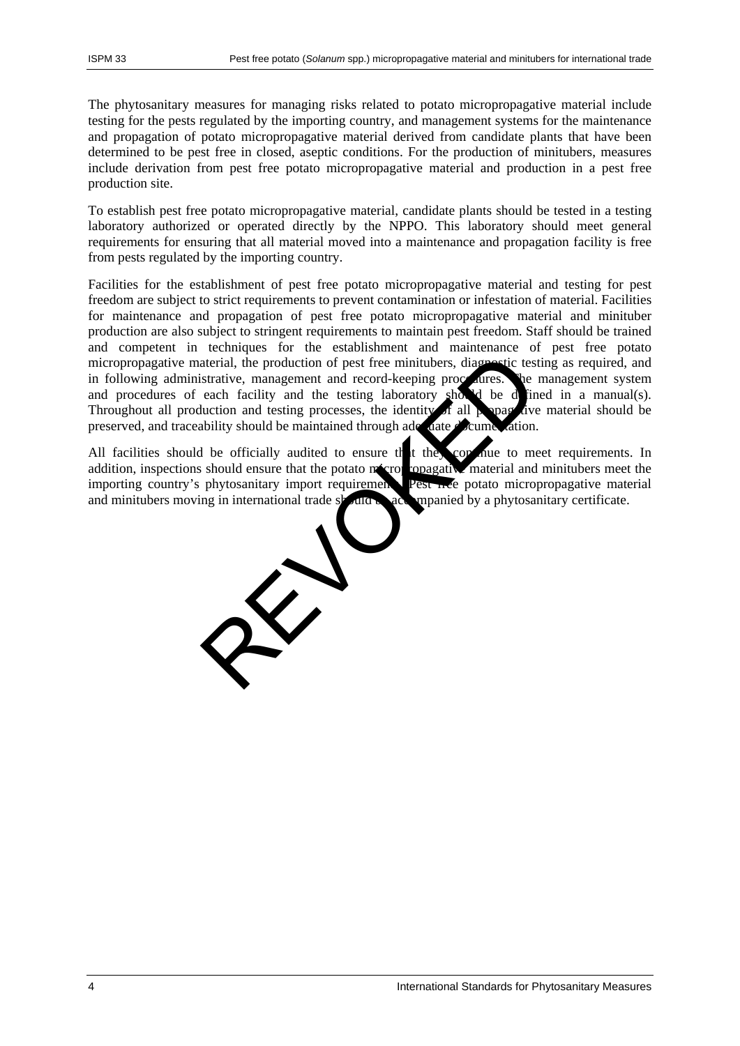The phytosanitary measures for managing risks related to potato micropropagative material include testing for the pests regulated by the importing country, and management systems for the maintenance and propagation of potato micropropagative material derived from candidate plants that have been determined to be pest free in closed, aseptic conditions. For the production of minitubers, measures include derivation from pest free potato micropropagative material and production in a pest free production site.

To establish pest free potato micropropagative material, candidate plants should be tested in a testing laboratory authorized or operated directly by the NPPO. This laboratory should meet general requirements for ensuring that all material moved into a maintenance and propagation facility is free from pests regulated by the importing country.

Facilities for the establishment of pest free potato micropropagative material and testing for pest freedom are subject to strict requirements to prevent contamination or infestation of material. Facilities for maintenance and propagation of pest free potato micropropagative material and minituber production are also subject to stringent requirements to maintain pest freedom. Staff should be trained and competent in techniques for the establishment and maintenance of pest free potato micropropagative material, the production of pest free minitubers, diagnostic testing as required, and in following administrative, management and record-keeping procedures. The management system and procedures of each facility and the testing laboratory should be defined in a manual(s). Throughout all production and testing processes, the identity of all propagative material should be preserved, and traceability should be maintained through adequate documentation.

All facilities should be officially audited to ensure that they continue to meet requirements. In addition, inspections should ensure that the potato micropropagative material and minitubers meet the importing country's phytosanitary import requirements. Pest free potato micropropagative material and minitubers moving in international trade should be accompanied by a phytosanitary certificate.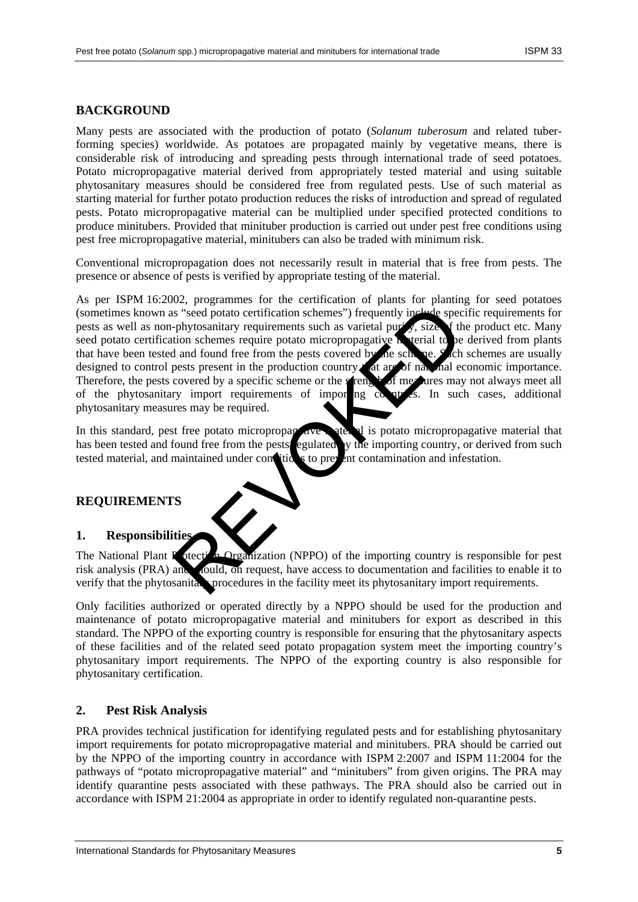## BACKGROUND

Many pests are associated with the production of potato (*Solanum tuberosum* and related tuber-forming species) worldwide. As potatoes are propagated mainly by vegetative means, there is considerable risk of introducing and spreading pests through international trade of seed potatoes. Potato micropropagative material derived from appropriately tested material and using suitable phytosanitary measures should be considered free from regulated pests. Use of such material as starting material for further potato production reduces the risks of introduction and spread of regulated pests. Potato micropropagative material can be multiplied under specified protected conditions to produce minitubers. Provided that minituber production is carried out under pest free conditions using pest free micropropagative material, minitubers can also be traded with minimum risk.

Conventional micropropagation does not necessarily result in material that is free from pests. The presence or absence of pests is verified by appropriate testing of the material.

As per ISPM 16:2002, programmes for the certification of plants for planting for seed potatoes (sometimes known as "seed potato certification schemes") frequently include specific requirements for pests as well as non-phytosanitary requirements such as varietal purity, size of the product etc. Many seed potato certification schemes require potato micropropagative material to be derived from plants that have been tested and found free from the pests covered by the scheme. Such schemes are usually designed to control pests present in the production country that are of national economic importance. Therefore, the pests covered by a specific scheme or the strength of measures may not always meet all of the phytosanitary import requirements of importing countries. In such cases, additional phytosanitary measures may be required.

In this standard, pest free potato micropropagative material is potato micropropagative material that has been tested and found free from the pests regulated by the importing country, or derived from such tested material, and maintained under conditions to prevent contamination and infestation.

## REQUIREMENTS

### 1. Responsibilities

The National Plant Protection Organization (NPPO) of the importing country is responsible for pest risk analysis (PRA) and should, on request, have access to documentation and facilities to enable it to verify that the phytosanitary procedures in the facility meet its phytosanitary import requirements.

Only facilities authorized or operated directly by a NPPO should be used for the production and maintenance of potato micropropagative material and minitubers for export as described in this standard. The NPPO of the exporting country is responsible for ensuring that the phytosanitary aspects of these facilities and of the related seed potato propagation system meet the importing country's phytosanitary import requirements. The NPPO of the exporting country is also responsible for phytosanitary certification.

### 2. Pest Risk Analysis

PRA provides technical justification for identifying regulated pests and for establishing phytosanitary import requirements for potato micropropagative material and minitubers. PRA should be carried out by the NPPO of the importing country in accordance with ISPM 2:2007 and ISPM 11:2004 for the pathways of "potato micropropagative material" and "minitubers" from given origins. The PRA may identify quarantine pests associated with these pathways. The PRA should also be carried out in accordance with ISPM 21:2004 as appropriate in order to identify regulated non-quarantine pests.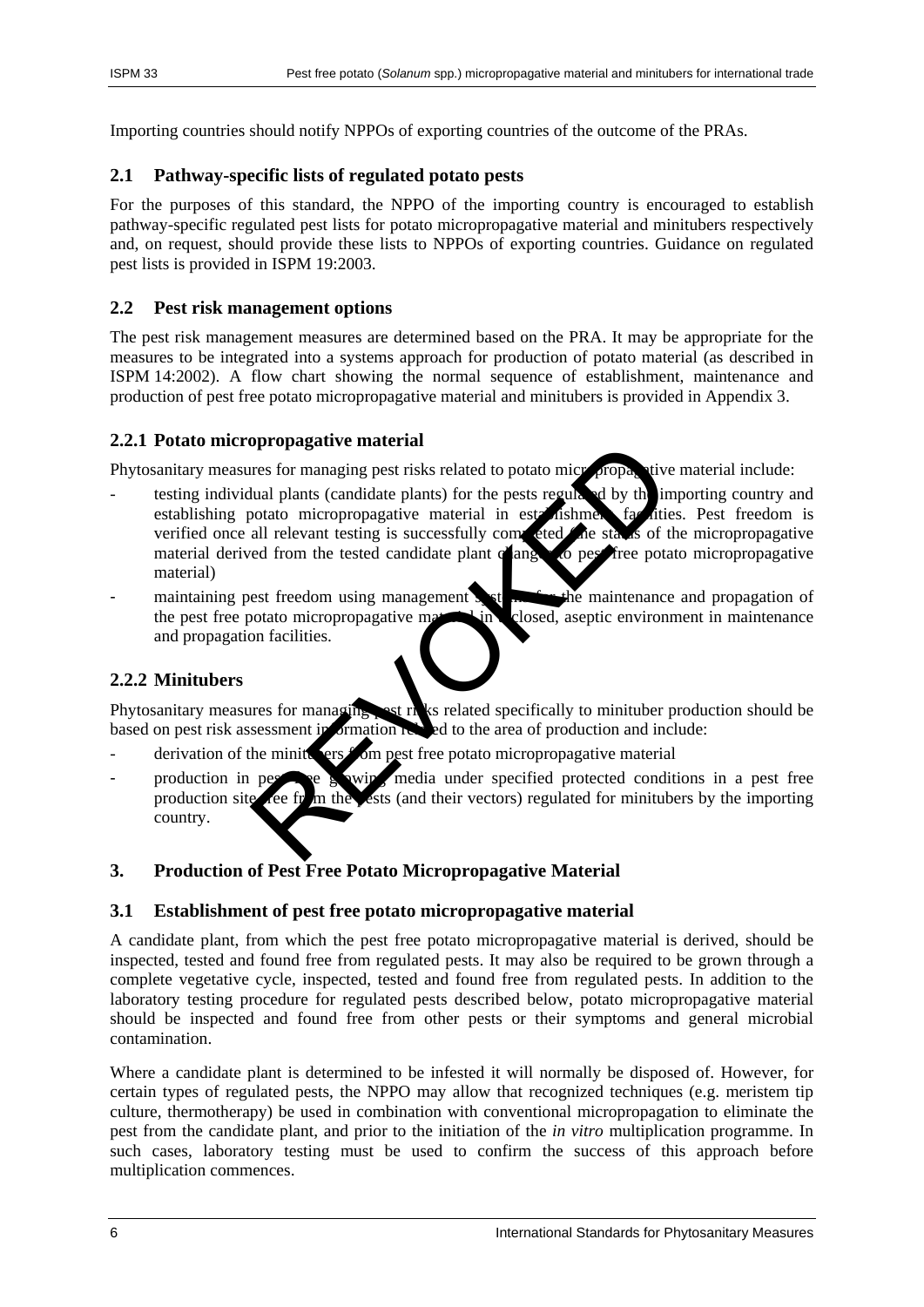Importing countries should notify NPPOs of exporting countries of the outcome of the PRAs.

## 2.1 Pathway-specific lists of regulated potato pests

For the purposes of this standard, the NPPO of the importing country is encouraged to establish pathway-specific regulated pest lists for potato micropropagative material and minitubers respectively and, on request, should provide these lists to NPPOs of exporting countries. Guidance on regulated pest lists is provided in ISPM 19:2003.

## 2.2 Pest risk management options

The pest risk management measures are determined based on the PRA. It may be appropriate for the measures to be integrated into a systems approach for production of potato material (as described in ISPM 14:2002). A flow chart showing the normal sequence of establishment, maintenance and production of pest free potato micropropagative material and minitubers is provided in Appendix 3.

### 2.2.1 Potato micropropagative material

Phytosanitary measures for managing pest risks related to potato micropropagative material include:

- testing individual plants (candidate plants) for the pests regulated by the importing country and establishing potato micropropagative material in establishment facilities. Pest freedom is verified once all relevant testing is successfully completed (the status of the micropropagative material derived from the tested candidate plant changes to pest free potato micropropagative material)
- maintaining pest freedom using management systems for the maintenance and propagation of the pest free potato micropropagative material in enclosed, aseptic environment in maintenance and propagation facilities.

### 2.2.2 Minitubers

Phytosanitary measures for managing pest risks related specifically to minituber production should be based on pest risk assessment information related to the area of production and include:

- derivation of the minitubers from pest free potato micropropagative material
- production in pest free growing media under specified protected conditions in a pest free production site free from the pests (and their vectors) regulated for minitubers by the importing country.

## 3. Production of Pest Free Potato Micropropagative Material

## 3.1 Establishment of pest free potato micropropagative material

A candidate plant, from which the pest free potato micropropagative material is derived, should be inspected, tested and found free from regulated pests. It may also be required to be grown through a complete vegetative cycle, inspected, tested and found free from regulated pests. In addition to the laboratory testing procedure for regulated pests described below, potato micropropagative material should be inspected and found free from other pests or their symptoms and general microbial contamination.

Where a candidate plant is determined to be infested it will normally be disposed of. However, for certain types of regulated pests, the NPPO may allow that recognized techniques (e.g. meristem tip culture, thermotherapy) be used in combination with conventional micropropagation to eliminate the pest from the candidate plant, and prior to the initiation of the *in vitro* multiplication programme. In such cases, laboratory testing must be used to confirm the success of this approach before multiplication commences.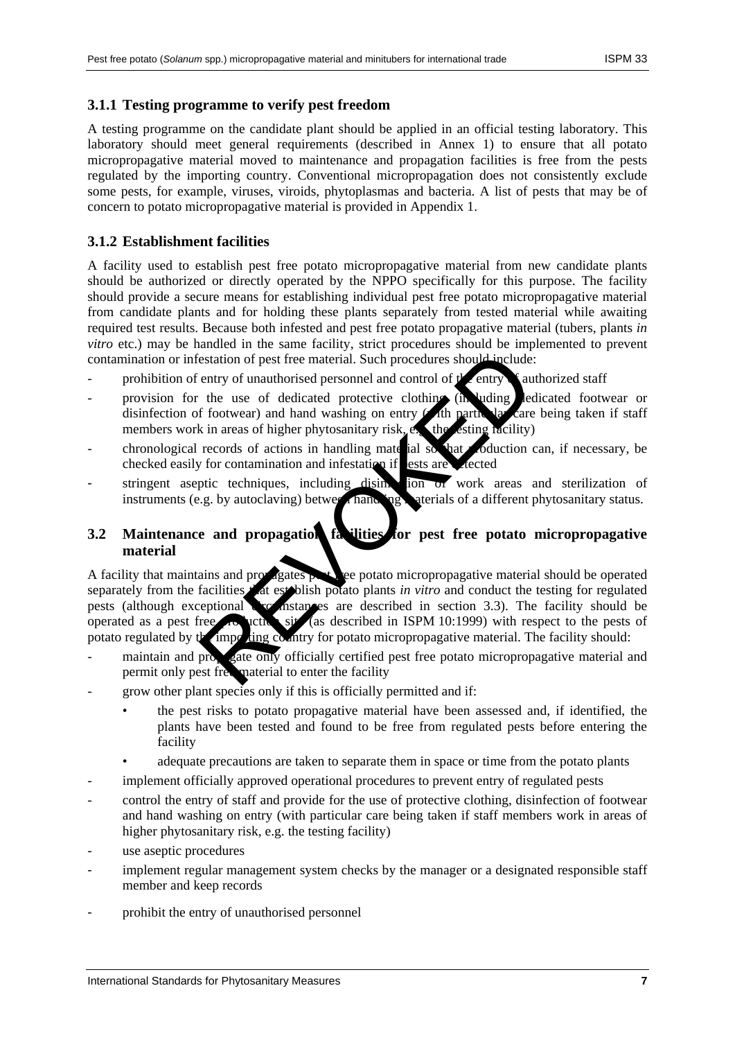### 3.1.1 Testing programme to verify pest freedom

A testing programme on the candidate plant should be applied in an official testing laboratory. This laboratory should meet general requirements (described in Annex 1) to ensure that all potato micropropagative material moved to maintenance and propagation facilities is free from the pests regulated by the importing country. Conventional micropropagation does not consistently exclude some pests, for example, viruses, viroids, phytoplasmas and bacteria. A list of pests that may be of concern to potato micropropagative material is provided in Appendix 1.

### 3.1.2 Establishment facilities

A facility used to establish pest free potato micropropagative material from new candidate plants should be authorized or directly operated by the NPPO specifically for this purpose. The facility should provide a secure means for establishing individual pest free potato micropropagative material from candidate plants and for holding these plants separately from tested material while awaiting required test results. Because both infested and pest free potato propagative material (tubers, plants *in vitro* etc.) may be handled in the same facility, strict procedures should be implemented to prevent contamination or infestation of pest free material. Such procedures should include:

- prohibition of entry of unauthorised personnel and control of the entry of authorized staff
- provision for the use of dedicated protective clothing (including dedicated footwear or disinfection of footwear) and hand washing on entry (with particular care being taken if staff members work in areas of higher phytosanitary risk, e.g. the testing facility)
- chronological records of actions in handling material so that production can, if necessary, be checked easily for contamination and infestation if pests are detected
- stringent aseptic techniques, including disinfection of work areas and sterilization of instruments (e.g. by autoclaving) between handling materials of a different phytosanitary status.

## 3.2 Maintenance and propagation facilities for pest free potato micropropagative material

A facility that maintains and propagates pest free potato micropropagative material should be operated separately from the facilities that establish potato plants *in vitro* and conduct the testing for regulated pests (although exceptional circumstances are described in section 3.3). The facility should be operated as a pest free production site (as described in ISPM 10:1999) with respect to the pests of potato regulated by the importing country for potato micropropagative material. The facility should:

- maintain and propagate only officially certified pest free potato micropropagative material and permit only pest free material to enter the facility
- grow other plant species only if this is officially permitted and if:
  - the pest risks to potato propagative material have been assessed and, if identified, the plants have been tested and found to be free from regulated pests before entering the facility
  - adequate precautions are taken to separate them in space or time from the potato plants
- implement officially approved operational procedures to prevent entry of regulated pests
- control the entry of staff and provide for the use of protective clothing, disinfection of footwear and hand washing on entry (with particular care being taken if staff members work in areas of higher phytosanitary risk, e.g. the testing facility)
- use aseptic procedures
- implement regular management system checks by the manager or a designated responsible staff member and keep records
- prohibit the entry of unauthorised personnel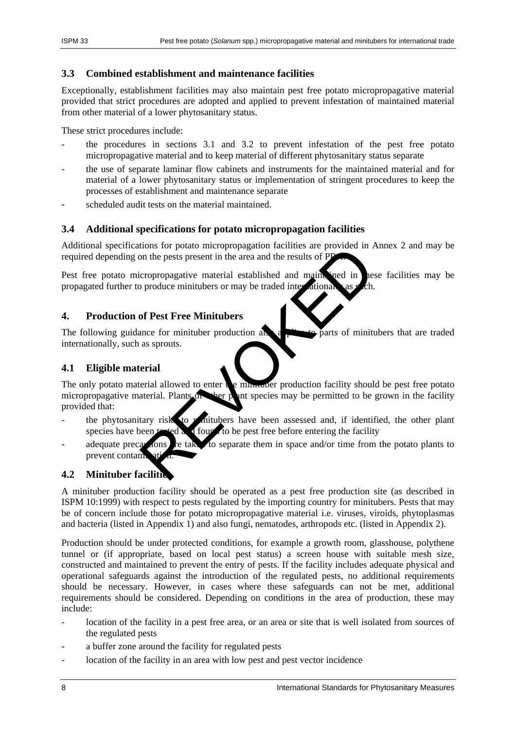## 3.3 Combined establishment and maintenance facilities

Exceptionally, establishment facilities may also maintain pest free potato micropropagative material provided that strict procedures are adopted and applied to prevent infestation of maintained material from other material of a lower phytosanitary status.

These strict procedures include:

- the procedures in sections 3.1 and 3.2 to prevent infestation of the pest free potato micropropagative material and to keep material of different phytosanitary status separate
- the use of separate laminar flow cabinets and instruments for the maintained material and for material of a lower phytosanitary status or implementation of stringent procedures to keep the processes of establishment and maintenance separate
- scheduled audit tests on the material maintained.

## 3.4 Additional specifications for potato micropropagation facilities

Additional specifications for potato micropropagation facilities are provided in Annex 2 and may be required depending on the pests present in the area and the results of PRA.

Pest free potato micropropagative material established and maintained in these facilities may be propagated further to produce minitubers or may be traded internationally as such.

## 4. Production of Pest Free Minitubers

The following guidance for minituber production also applies to parts of minitubers that are traded internationally, such as sprouts.

## 4.1 Eligible material

The only potato material allowed to enter the minituber production facility should be pest free potato micropropagative material. Plants of other plant species may be permitted to be grown in the facility provided that:

- the phytosanitary risks to minitubers have been assessed and, if identified, the other plant species have been tested and found to be pest free before entering the facility
- adequate precautions are taken to separate them in space and/or time from the potato plants to prevent contamination.

## 4.2 Minituber facilities

A minituber production facility should be operated as a pest free production site (as described in ISPM 10:1999) with respect to pests regulated by the importing country for minitubers. Pests that may be of concern include those for potato micropropagative material i.e. viruses, viroids, phytoplasmas and bacteria (listed in Appendix 1) and also fungi, nematodes, arthropods etc. (listed in Appendix 2).

Production should be under protected conditions, for example a growth room, glasshouse, polythene tunnel or (if appropriate, based on local pest status) a screen house with suitable mesh size, constructed and maintained to prevent the entry of pests. If the facility includes adequate physical and operational safeguards against the introduction of the regulated pests, no additional requirements should be necessary. However, in cases where these safeguards can not be met, additional requirements should be considered. Depending on conditions in the area of production, these may include:

- location of the facility in a pest free area, or an area or site that is well isolated from sources of the regulated pests
- a buffer zone around the facility for regulated pests
- location of the facility in an area with low pest and pest vector incidence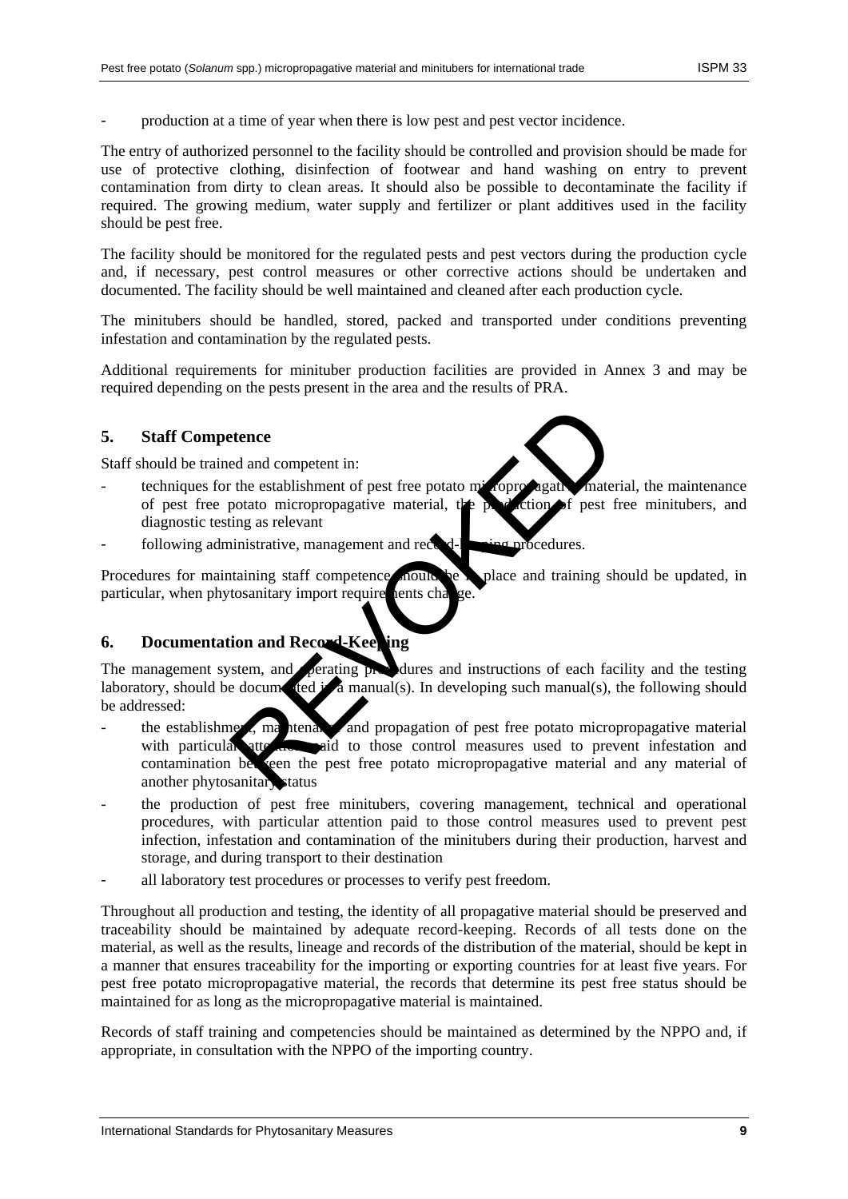- production at a time of year when there is low pest and pest vector incidence.

The entry of authorized personnel to the facility should be controlled and provision should be made for use of protective clothing, disinfection of footwear and hand washing on entry to prevent contamination from dirty to clean areas. It should also be possible to decontaminate the facility if required. The growing medium, water supply and fertilizer or plant additives used in the facility should be pest free.

The facility should be monitored for the regulated pests and pest vectors during the production cycle and, if necessary, pest control measures or other corrective actions should be undertaken and documented. The facility should be well maintained and cleaned after each production cycle.

The minitubers should be handled, stored, packed and transported under conditions preventing infestation and contamination by the regulated pests.

Additional requirements for minituber production facilities are provided in Annex 3 and may be required depending on the pests present in the area and the results of PRA.

## 5. Staff Competence

Staff should be trained and competent in:

- techniques for the establishment of pest free potato micropropagative material, the maintenance of pest free potato micropropagative material, the production of pest free minitubers, and diagnostic testing as relevant
- following administrative, management and record-keeping procedures.

Procedures for maintaining staff competence should be in place and training should be updated, in particular, when phytosanitary import requirements change.

## 6. Documentation and Record-Keeping

The management system, and operating procedures and instructions of each facility and the testing laboratory, should be documented in a manual(s). In developing such manual(s), the following should be addressed:

- the establishment, maintenance and propagation of pest free potato micropropagative material with particular attention paid to those control measures used to prevent infestation and contamination between the pest free potato micropropagative material and any material of another phytosanitary status
- the production of pest free minitubers, covering management, technical and operational procedures, with particular attention paid to those control measures used to prevent pest infection, infestation and contamination of the minitubers during their production, harvest and storage, and during transport to their destination
- all laboratory test procedures or processes to verify pest freedom.

Throughout all production and testing, the identity of all propagative material should be preserved and traceability should be maintained by adequate record-keeping. Records of all tests done on the material, as well as the results, lineage and records of the distribution of the material, should be kept in a manner that ensures traceability for the importing or exporting countries for at least five years. For pest free potato micropropagative material, the records that determine its pest free status should be maintained for as long as the micropropagative material is maintained.

Records of staff training and competencies should be maintained as determined by the NPPO and, if appropriate, in consultation with the NPPO of the importing country.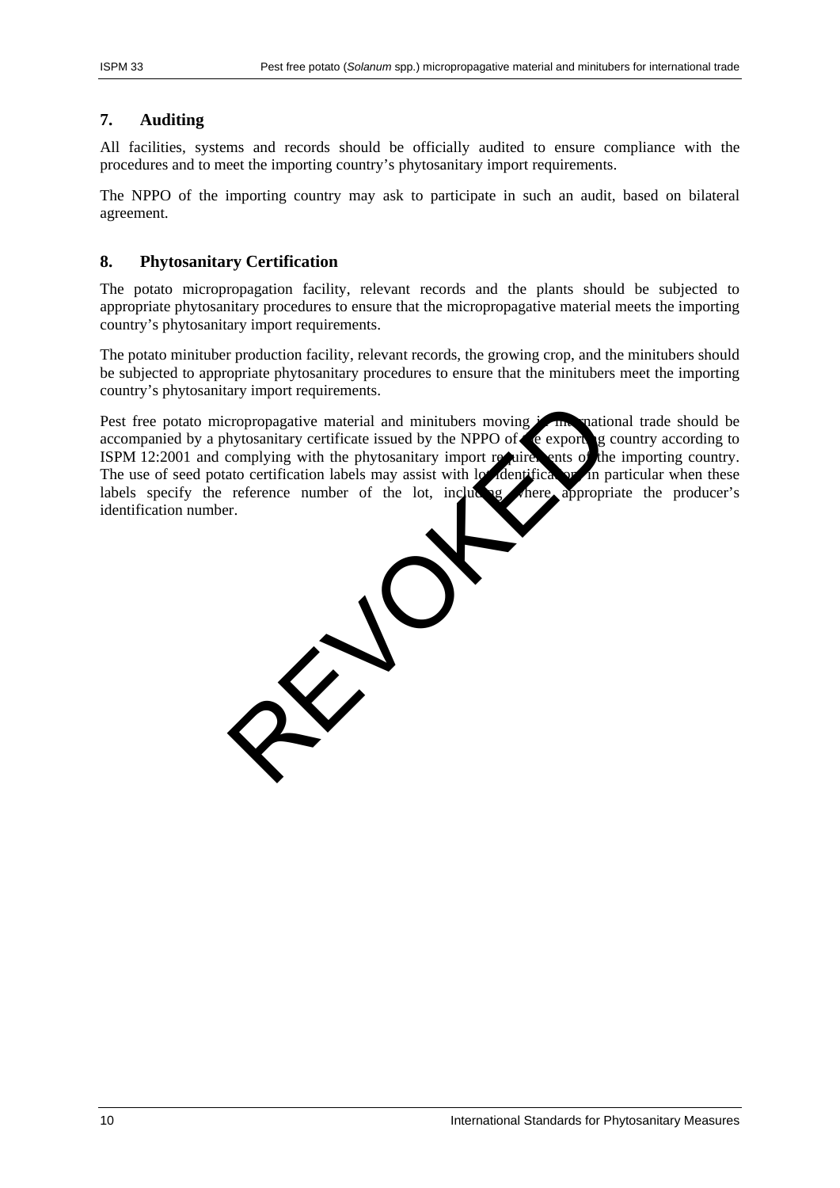## 7. Auditing

All facilities, systems and records should be officially audited to ensure compliance with the procedures and to meet the importing country's phytosanitary import requirements.

The NPPO of the importing country may ask to participate in such an audit, based on bilateral agreement.

## 8. Phytosanitary Certification

The potato micropropagation facility, relevant records and the plants should be subjected to appropriate phytosanitary procedures to ensure that the micropropagative material meets the importing country's phytosanitary import requirements.

The potato minituber production facility, relevant records, the growing crop, and the minitubers should be subjected to appropriate phytosanitary procedures to ensure that the minitubers meet the importing country's phytosanitary import requirements.

Pest free potato micropropagative material and minitubers moving in international trade should be accompanied by a phytosanitary certificate issued by the NPPO of the exporting country according to ISPM 12:2001 and complying with the phytosanitary import requirements of the importing country. The use of seed potato certification labels may assist with lot identification, in particular when these labels specify the reference number of the lot, including where appropriate the producer's identification number.

REVOKED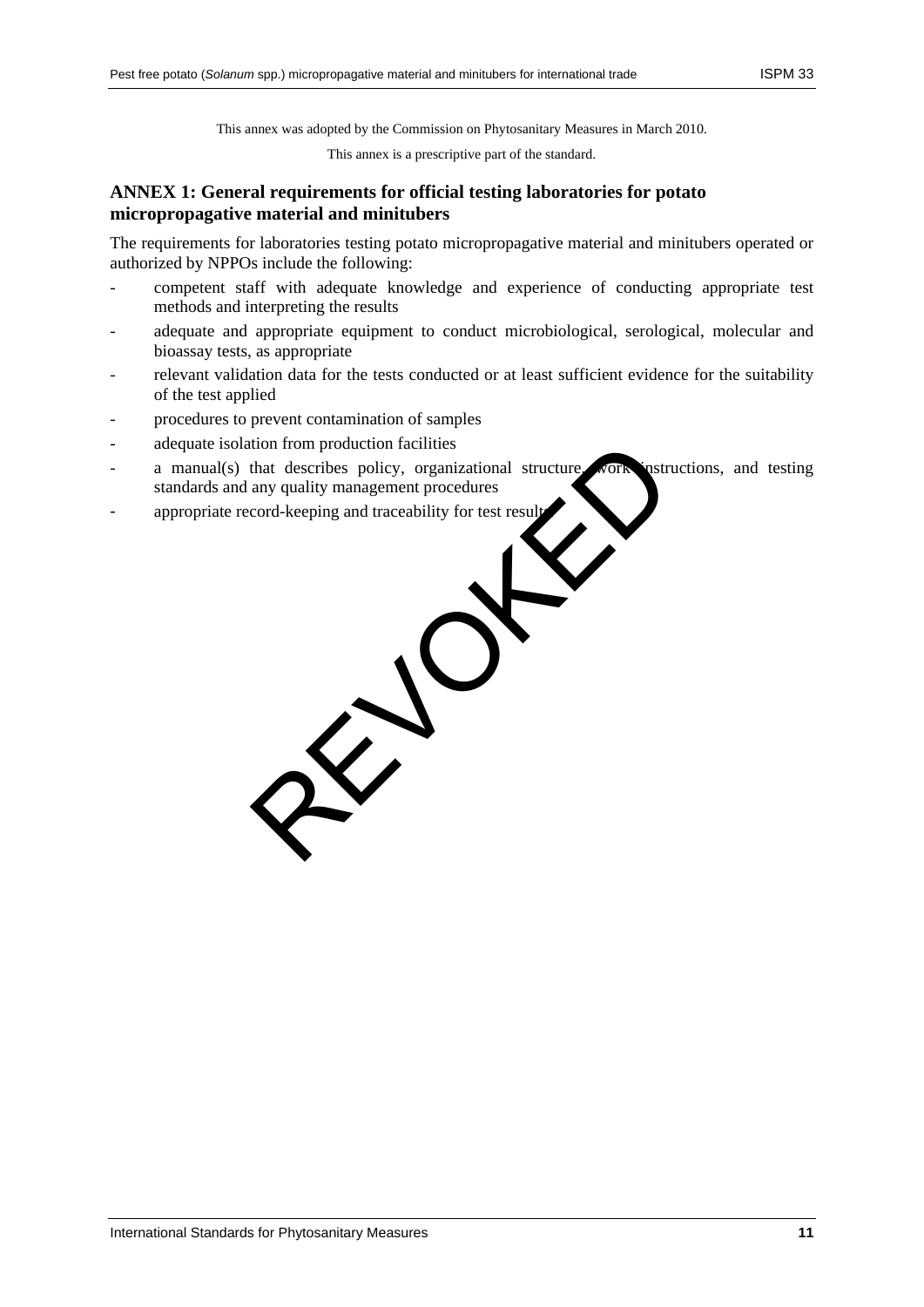This annex was adopted by the Commission on Phytosanitary Measures in March 2010.

This annex is a prescriptive part of the standard.

## ANNEX 1: General requirements for official testing laboratories for potato micropropagative material and minitubers

The requirements for laboratories testing potato micropropagative material and minitubers operated or authorized by NPPOs include the following:

- competent staff with adequate knowledge and experience of conducting appropriate test methods and interpreting the results
- adequate and appropriate equipment to conduct microbiological, serological, molecular and bioassay tests, as appropriate
- relevant validation data for the tests conducted or at least sufficient evidence for the suitability of the test applied
- procedures to prevent contamination of samples
- adequate isolation from production facilities
- a manual(s) that describes policy, organizational structure, work instructions, and testing standards and any quality management procedures
- appropriate record-keeping and traceability for test results.

REVOKED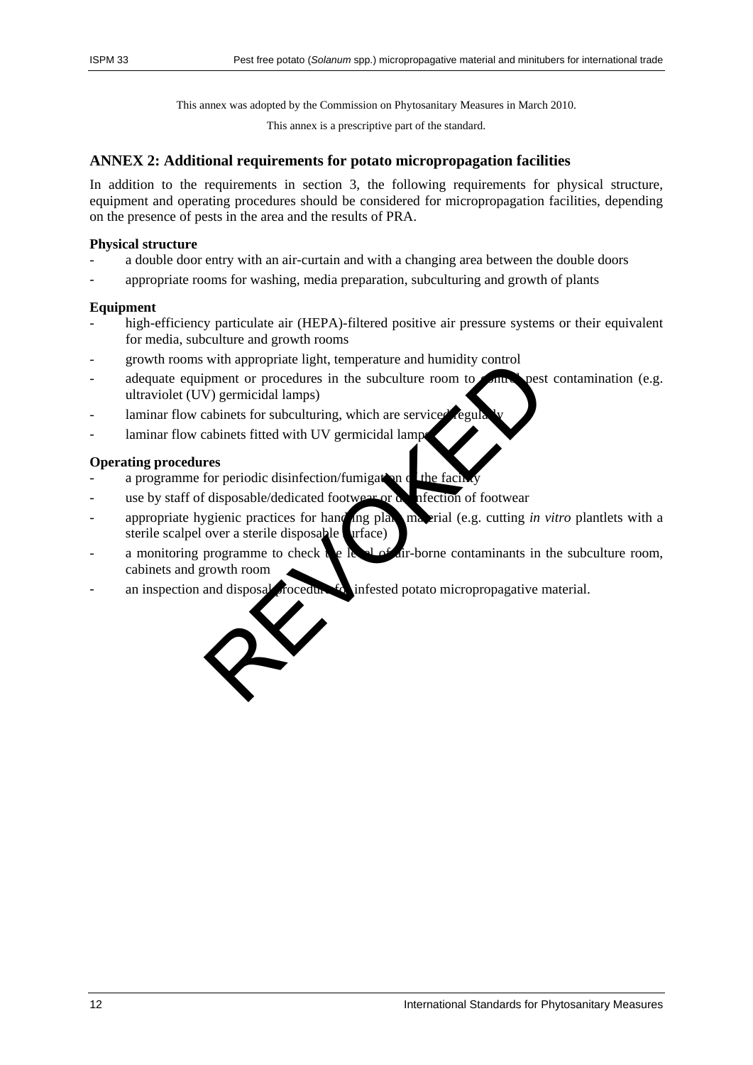This annex was adopted by the Commission on Phytosanitary Measures in March 2010.

This annex is a prescriptive part of the standard.

## ANNEX 2: Additional requirements for potato micropropagation facilities

In addition to the requirements in section 3, the following requirements for physical structure, equipment and operating procedures should be considered for micropropagation facilities, depending on the presence of pests in the area and the results of PRA.

**Physical structure**

- a double door entry with an air-curtain and with a changing area between the double doors
- appropriate rooms for washing, media preparation, subculturing and growth of plants

**Equipment**

- high-efficiency particulate air (HEPA)-filtered positive air pressure systems or their equivalent for media, subculture and growth rooms
- growth rooms with appropriate light, temperature and humidity control
- adequate equipment or procedures in the subculture room to control pest contamination (e.g. ultraviolet (UV) germicidal lamps)
- laminar flow cabinets for subculturing, which are serviced regularly
- laminar flow cabinets fitted with UV germicidal lamps.

**Operating procedures**

- a programme for periodic disinfection/fumigation of the facility
- use by staff of disposable/dedicated footwear or disinfection of footwear
- appropriate hygienic practices for handling plant material (e.g. cutting *in vitro* plantlets with a sterile scalpel over a sterile disposable surface)
- a monitoring programme to check the level of air-borne contaminants in the subculture room, cabinets and growth room
- an inspection and disposal procedure for infested potato micropropagative material.

REVOKED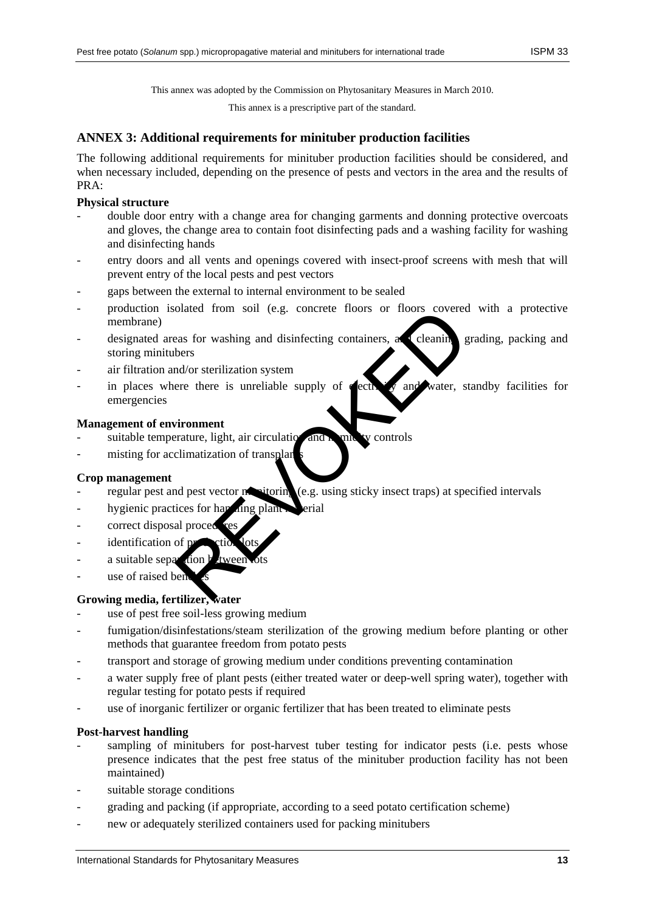This annex was adopted by the Commission on Phytosanitary Measures in March 2010.

This annex is a prescriptive part of the standard.

## ANNEX 3: Additional requirements for minituber production facilities

The following additional requirements for minituber production facilities should be considered, and when necessary included, depending on the presence of pests and vectors in the area and the results of PRA:

**Physical structure**

- double door entry with a change area for changing garments and donning protective overcoats and gloves, the change area to contain foot disinfecting pads and a washing facility for washing and disinfecting hands
- entry doors and all vents and openings covered with insect-proof screens with mesh that will prevent entry of the local pests and pest vectors
- gaps between the external to internal environment to be sealed
- production isolated from soil (e.g. concrete floors or floors covered with a protective membrane)
- designated areas for washing and disinfecting containers, and cleaning, grading, packing and storing minitubers
- air filtration and/or sterilization system
- in places where there is unreliable supply of electricity and water, standby facilities for emergencies

**Management of environment**

- suitable temperature, light, air circulation and humidity controls
- misting for acclimatization of transplants

**Crop management**

- regular pest and pest vector monitoring (e.g. using sticky insect traps) at specified intervals
- hygienic practices for handling plant material
- correct disposal procedures
- identification of production lots
- a suitable separation between lots
- use of raised benches

**Growing media, fertilizer, water**

- use of pest free soil-less growing medium
- fumigation/disinfestations/steam sterilization of the growing medium before planting or other methods that guarantee freedom from potato pests
- transport and storage of growing medium under conditions preventing contamination
- a water supply free of plant pests (either treated water or deep-well spring water), together with regular testing for potato pests if required
- use of inorganic fertilizer or organic fertilizer that has been treated to eliminate pests

**Post-harvest handling**

- sampling of minitubers for post-harvest tuber testing for indicator pests (i.e. pests whose presence indicates that the pest free status of the minituber production facility has not been maintained)
- suitable storage conditions
- grading and packing (if appropriate, according to a seed potato certification scheme)
- new or adequately sterilized containers used for packing minitubers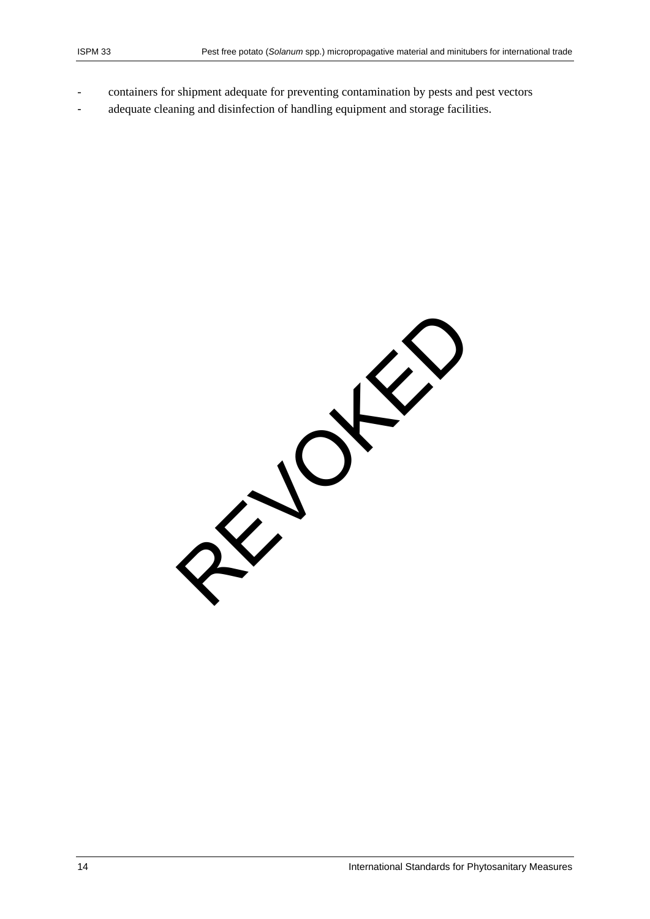- containers for shipment adequate for preventing contamination by pests and pest vectors
- adequate cleaning and disinfection of handling equipment and storage facilities.

REVOKED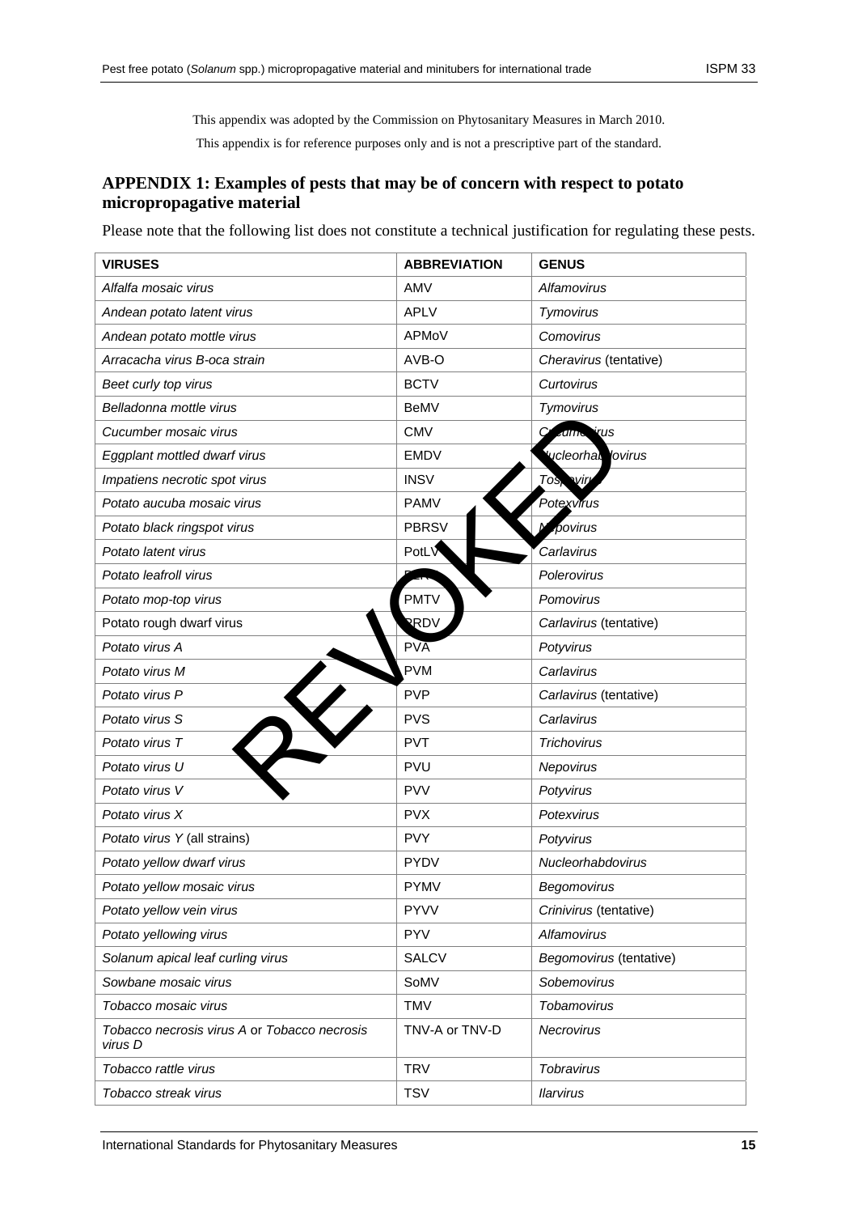This appendix was adopted by the Commission on Phytosanitary Measures in March 2010.

This appendix is for reference purposes only and is not a prescriptive part of the standard.

## APPENDIX 1: Examples of pests that may be of concern with respect to potato micropropagative material

Please note that the following list does not constitute a technical justification for regulating these pests.

| VIRUSES | ABBREVIATION | GENUS |
|---|---|---|
| *Alfalfa mosaic virus* | AMV | *Alfamovirus* |
| *Andean potato latent virus* | APLV | *Tymovirus* |
| *Andean potato mottle virus* | APMoV | *Comovirus* |
| *Arracacha virus B-oca strain* | AVB-O | *Cheravirus* (tentative) |
| *Beet curly top virus* | BCTV | *Curtovirus* |
| *Belladonna mottle virus* | BeMV | *Tymovirus* |
| *Cucumber mosaic virus* | CMV | *Cucumovirus* |
| *Eggplant mottled dwarf virus* | EMDV | *Nucleorhabdovirus* |
| *Impatiens necrotic spot virus* | INSV | *Tospovirus* |
| *Potato aucuba mosaic virus* | PAMV | *Potexvirus* |
| *Potato black ringspot virus* | PBRSV | *Nepovirus* |
| *Potato latent virus* | PotLV | *Carlavirus* |
| *Potato leafroll virus* | PLRV | *Polerovirus* |
| *Potato mop-top virus* | PMTV | *Pomovirus* |
| Potato rough dwarf virus | PRDV | *Carlavirus* (tentative) |
| *Potato virus A* | PVA | *Potyvirus* |
| *Potato virus M* | PVM | *Carlavirus* |
| *Potato virus P* | PVP | *Carlavirus* (tentative) |
| *Potato virus S* | PVS | *Carlavirus* |
| *Potato virus T* | PVT | *Trichovirus* |
| *Potato virus U* | PVU | *Nepovirus* |
| *Potato virus V* | PVV | *Potyvirus* |
| *Potato virus X* | PVX | *Potexvirus* |
| *Potato virus Y* (all strains) | PVY | *Potyvirus* |
| *Potato yellow dwarf virus* | PYDV | *Nucleorhabdovirus* |
| *Potato yellow mosaic virus* | PYMV | *Begomovirus* |
| *Potato yellow vein virus* | PYVV | *Crinivirus* (tentative) |
| *Potato yellowing virus* | PYV | *Alfamovirus* |
| *Solanum apical leaf curling virus* | SALCV | *Begomovirus* (tentative) |
| *Sowbane mosaic virus* | SoMV | *Sobemovirus* |
| *Tobacco mosaic virus* | TMV | *Tobamovirus* |
| *Tobacco necrosis virus A* or *Tobacco necrosis virus D* | TNV-A or TNV-D | *Necrovirus* |
| *Tobacco rattle virus* | TRV | *Tobravirus* |
| *Tobacco streak virus* | TSV | *Ilarvirus* |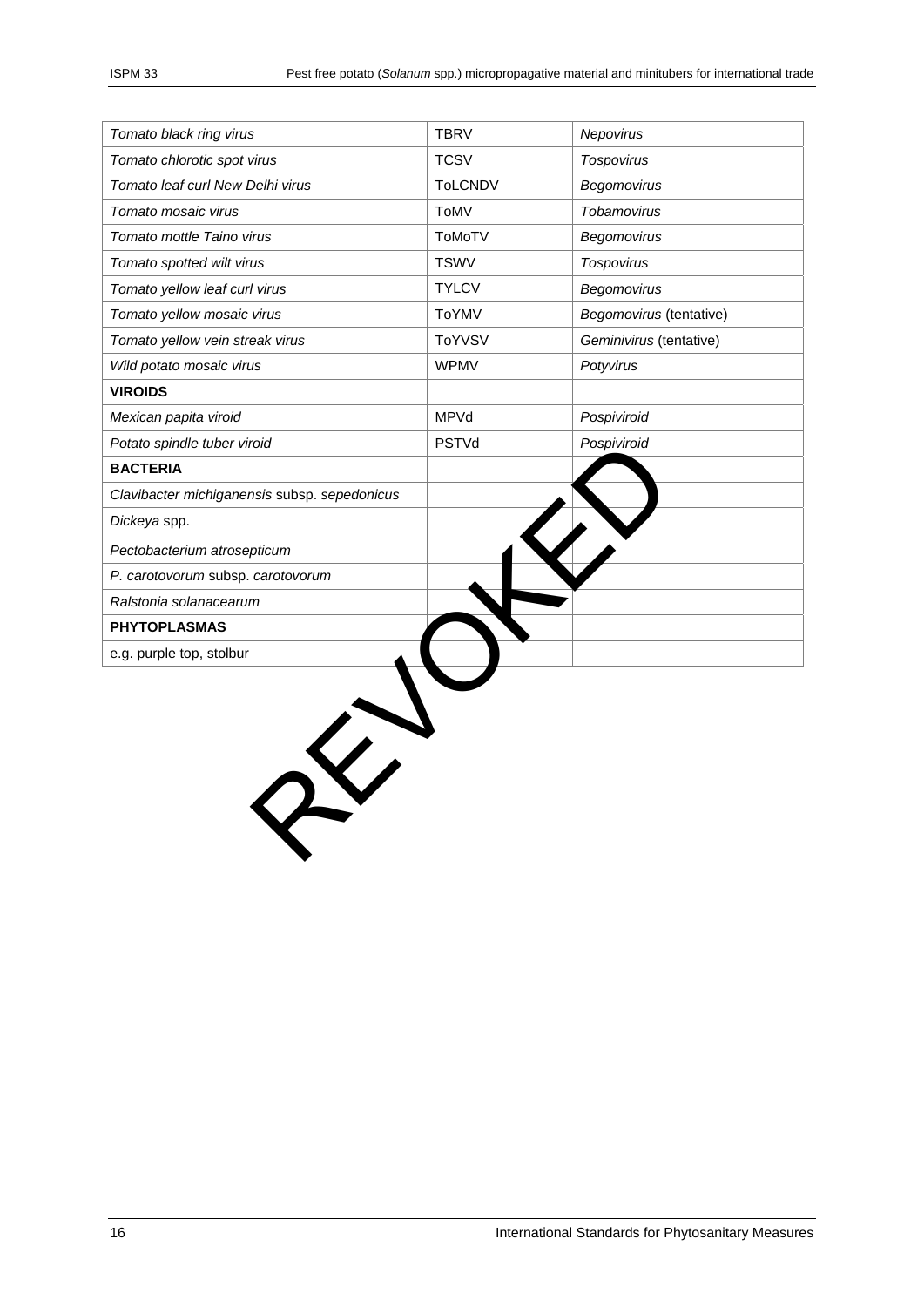| | | |
|---|---|---|
| *Tomato black ring virus* | TBRV | *Nepovirus* |
| *Tomato chlorotic spot virus* | TCSV | *Tospovirus* |
| *Tomato leaf curl New Delhi virus* | ToLCNDV | *Begomovirus* |
| *Tomato mosaic virus* | ToMV | *Tobamovirus* |
| *Tomato mottle Taino virus* | ToMoTV | *Begomovirus* |
| *Tomato spotted wilt virus* | TSWV | *Tospovirus* |
| *Tomato yellow leaf curl virus* | TYLCV | *Begomovirus* |
| *Tomato yellow mosaic virus* | ToYMV | *Begomovirus* (tentative) |
| *Tomato yellow vein streak virus* | ToYVSV | *Geminivirus* (tentative) |
| *Wild potato mosaic virus* | WPMV | *Potyvirus* |
| **VIROIDS** | | |
| *Mexican papita viroid* | MPVd | *Pospiviroid* |
| *Potato spindle tuber viroid* | PSTVd | *Pospiviroid* |
| **BACTERIA** | | |
| *Clavibacter michiganensis* subsp. *sepedonicus* | | |
| *Dickeya* spp. | | |
| *Pectobacterium atrosepticum* | | |
| *P. carotovorum* subsp. *carotovorum* | | |
| *Ralstonia solanacearum* | | |
| **PHYTOPLASMAS** | | |
| e.g. purple top, stolbur | | |

REVOKED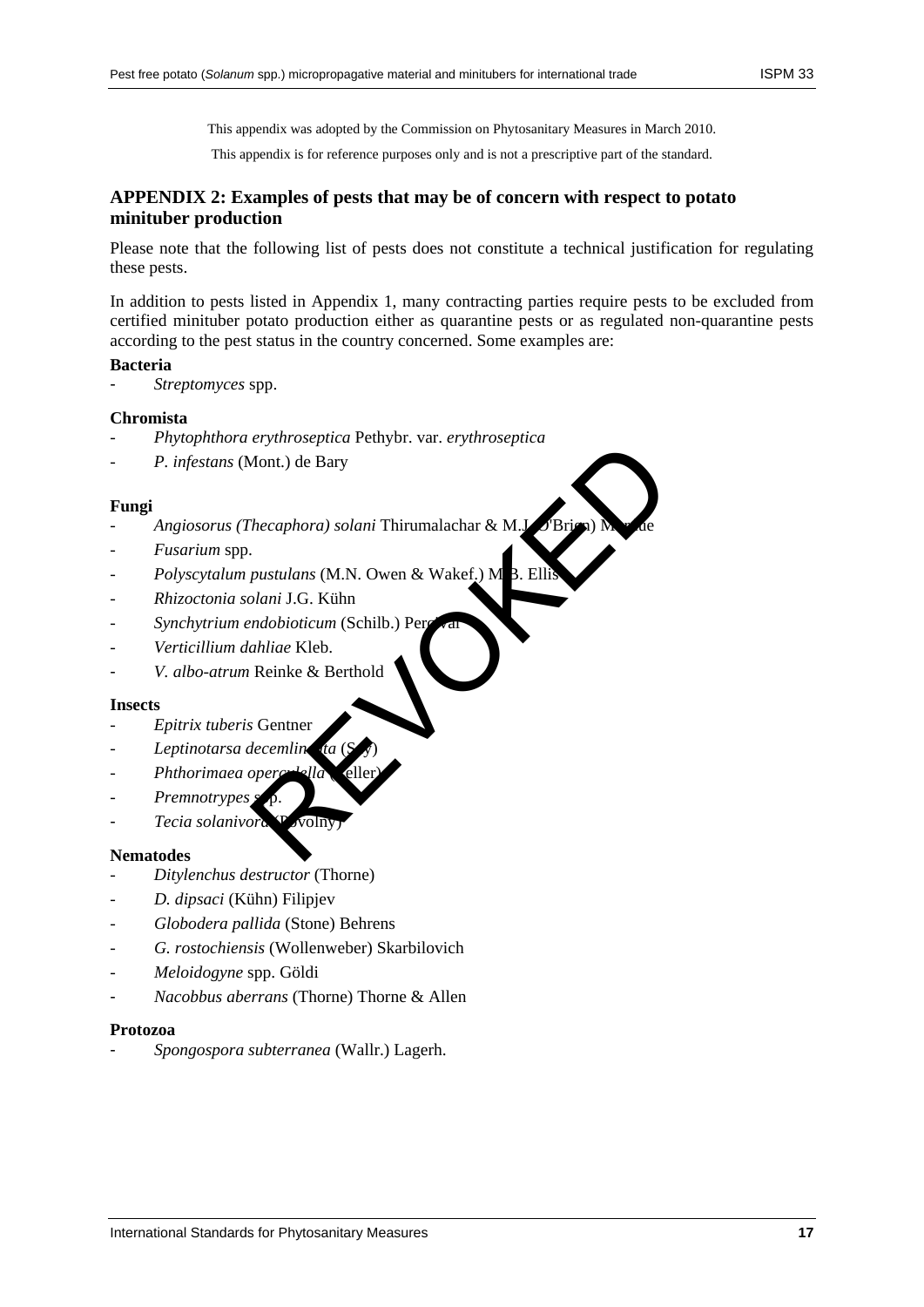This appendix was adopted by the Commission on Phytosanitary Measures in March 2010.

This appendix is for reference purposes only and is not a prescriptive part of the standard.

## APPENDIX 2: Examples of pests that may be of concern with respect to potato minituber production

Please note that the following list of pests does not constitute a technical justification for regulating these pests.

In addition to pests listed in Appendix 1, many contracting parties require pests to be excluded from certified minituber potato production either as quarantine pests or as regulated non-quarantine pests according to the pest status in the country concerned. Some examples are:

**Bacteria**

- *Streptomyces* spp.

**Chromista**

- *Phytophthora erythroseptica* Pethybr. var. *erythroseptica*
- *P. infestans* (Mont.) de Bary

**Fungi**

- *Angiosorus (Thecaphora) solani* Thirumalachar & M.J. O'Brien) Mordue
- *Fusarium* spp.
- *Polyscytalum pustulans* (M.N. Owen & Wakef.) M.B. Ellis
- *Rhizoctonia solani* J.G. Kühn
- *Synchytrium endobioticum* (Schilb.) Percival
- *Verticillium dahliae* Kleb.
- *V. albo-atrum* Reinke & Berthold

**Insects**

- *Epitrix tuberis* Gentner
- *Leptinotarsa decemlineata* (Say)
- *Phthorimaea operculella* (Zeller)
- *Premnotrypes* spp.
- *Tecia solanivora* (Povolny)

**Nematodes**

- *Ditylenchus destructor* (Thorne)
- *D. dipsaci* (Kühn) Filipjev
- *Globodera pallida* (Stone) Behrens
- *G. rostochiensis* (Wollenweber) Skarbilovich
- *Meloidogyne* spp. Göldi
- *Nacobbus aberrans* (Thorne) Thorne & Allen

**Protozoa**

- *Spongospora subterranea* (Wallr.) Lagerh.

REVOKED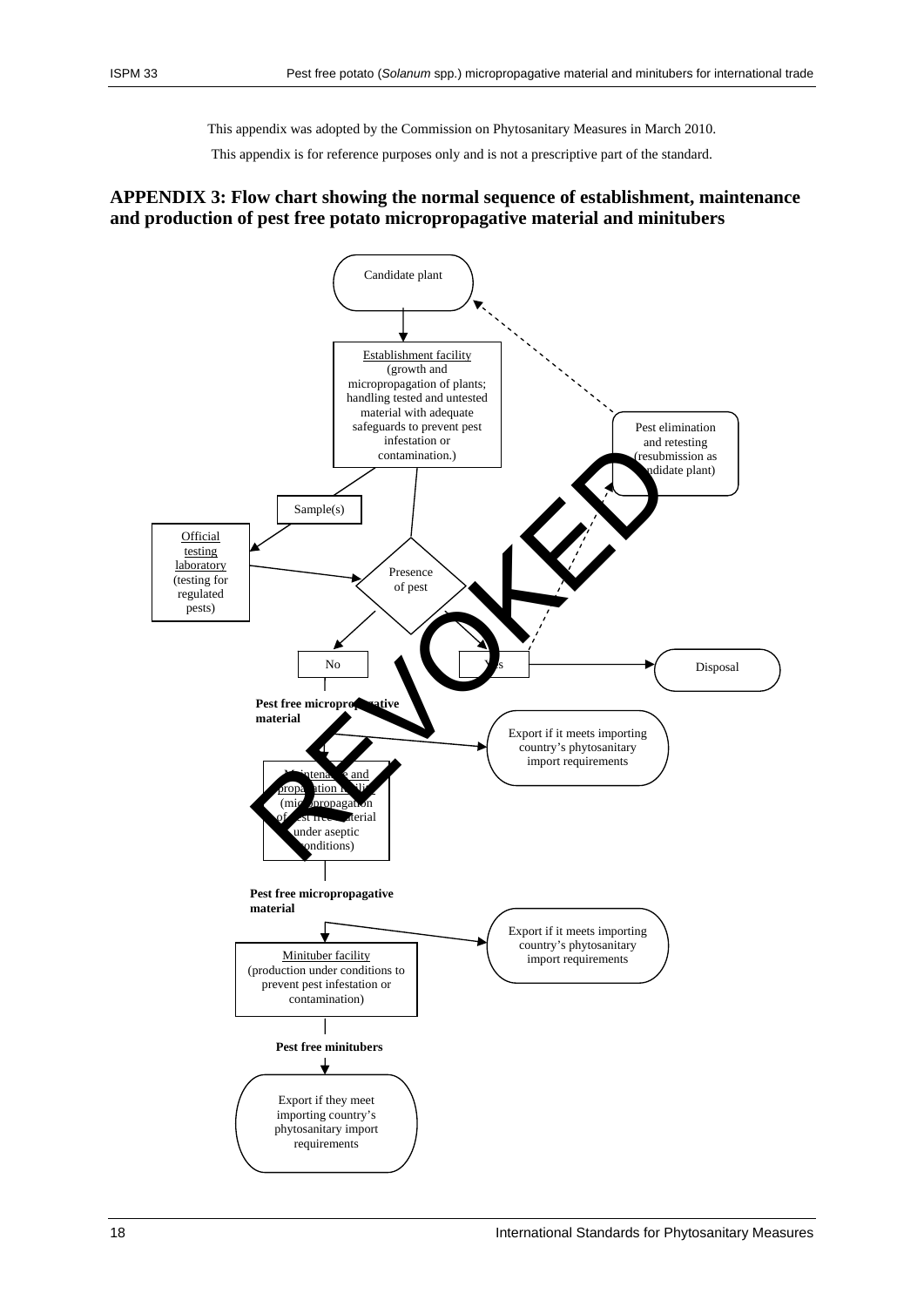This appendix was adopted by the Commission on Phytosanitary Measures in March 2010.

This appendix is for reference purposes only and is not a prescriptive part of the standard.

## APPENDIX 3: Flow chart showing the normal sequence of establishment, maintenance and production of pest free potato micropropagative material and minitubers

Candidate plant

Establishment facility (growth and micropropagation of plants; handling tested and untested material with adequate safeguards to prevent pest infestation or contamination.)

Pest elimination and retesting (resubmission as candidate plant)

Sample(s)

Official testing laboratory (testing for regulated pests)

Presence of pest

No

Yes

Disposal

**Pest free micropropagative material**

Export if it meets importing country's phytosanitary import requirements

Maintenance and propagation facility (micropropagation of pest free material under aseptic conditions)

**Pest free micropropagative material**

Export if it meets importing country's phytosanitary import requirements

Minituber facility (production under conditions to prevent pest infestation or contamination)

**Pest free minitubers**

Export if they meet importing country's phytosanitary import requirements

REVOKED